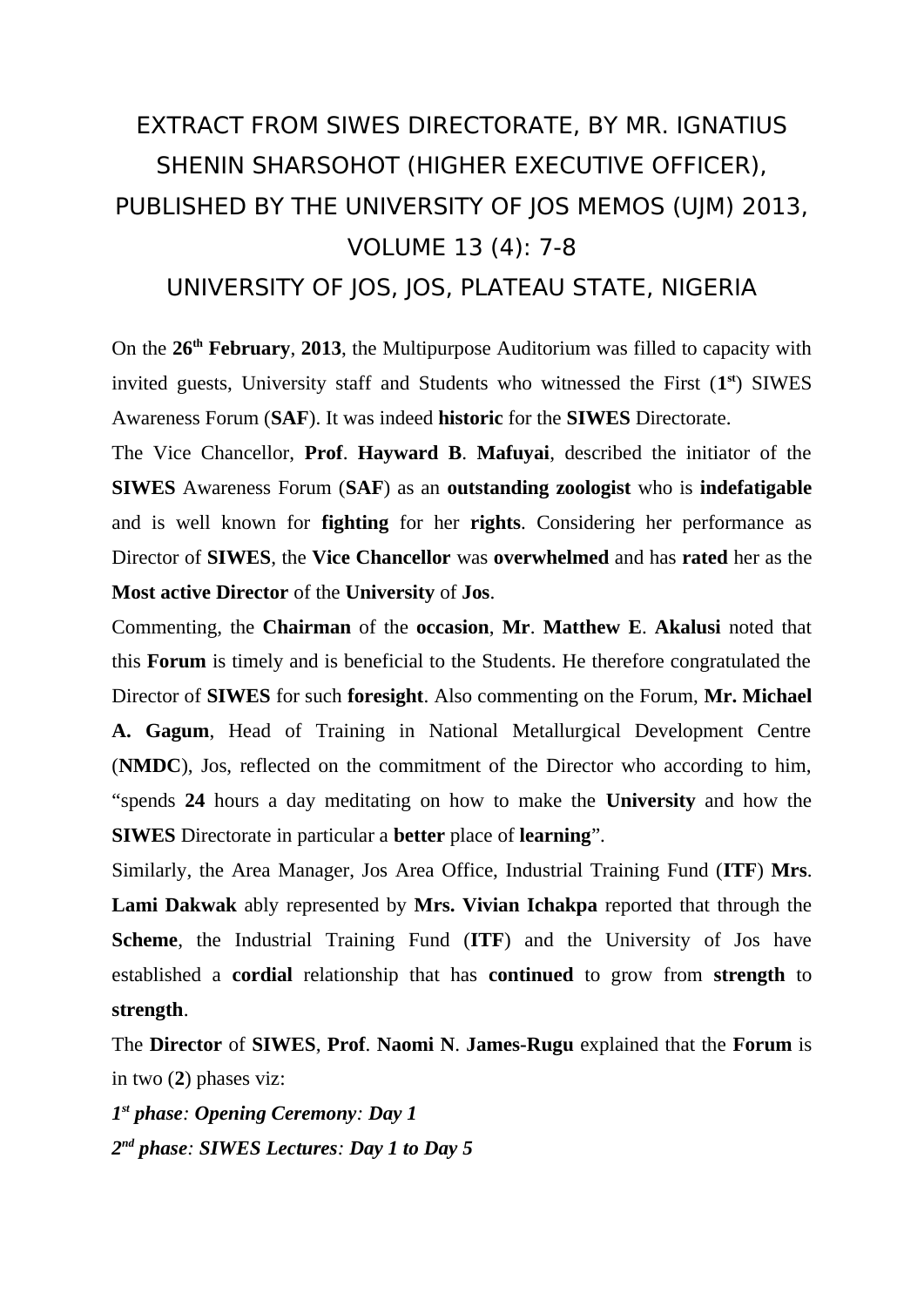# EXTRACT FROM SIWES DIRECTORATE, BY MR. IGNATIUS SHENIN SHARSOHOT (HIGHER EXECUTIVE OFFICER), PUBLISHED BY THE UNIVERSITY OF JOS MEMOS (UJM) 2013, VOLUME 13 (4): 7-8

## UNIVERSITY OF JOS, JOS, PLATEAU STATE, NIGERIA

On the **26th February**, **2013**, the Multipurpose Auditorium was filled to capacity with invited guests, University staff and Students who witnessed the First (**1st**) SIWES Awareness Forum (**SAF**). It was indeed **historic** for the **SIWES** Directorate.

The Vice Chancellor, **Prof**. **Hayward B**. **Mafuyai**, described the initiator of the **SIWES** Awareness Forum (**SAF**) as an **outstanding zoologist** who is **indefatigable** and is well known for **fighting** for her **rights**. Considering her performance as Director of **SIWES**, the **Vice Chancellor** was **overwhelmed** and has **rated** her as the **Most active Director** of the **University** of **Jos**.

Commenting, the **Chairman** of the **occasion**, **Mr**. **Matthew E**. **Akalusi** noted that this **Forum** is timely and is beneficial to the Students. He therefore congratulated the Director of **SIWES** for such **foresight**. Also commenting on the Forum, **Mr. Michael A. Gagum**, Head of Training in National Metallurgical Development Centre (**NMDC**), Jos, reflected on the commitment of the Director who according to him, "spends **24** hours a day meditating on how to make the **University** and how the **SIWES** Directorate in particular a **better** place of **learning**".

Similarly, the Area Manager, Jos Area Office, Industrial Training Fund (**ITF**) **Mrs**. **Lami Dakwak** ably represented by **Mrs. Vivian Ichakpa** reported that through the **Scheme**, the Industrial Training Fund (**ITF**) and the University of Jos have established a **cordial** relationship that has **continued** to grow from **strength** to **strength**.

The **Director** of **SIWES**, **Prof**. **Naomi N**. **James-Rugu** explained that the **Forum** is in two (**2**) phases viz:

***1st phase**: **Opening Ceremony**: **Day 1***

***2nd phase**: **SIWES Lectures**: **Day 1 to Day 5***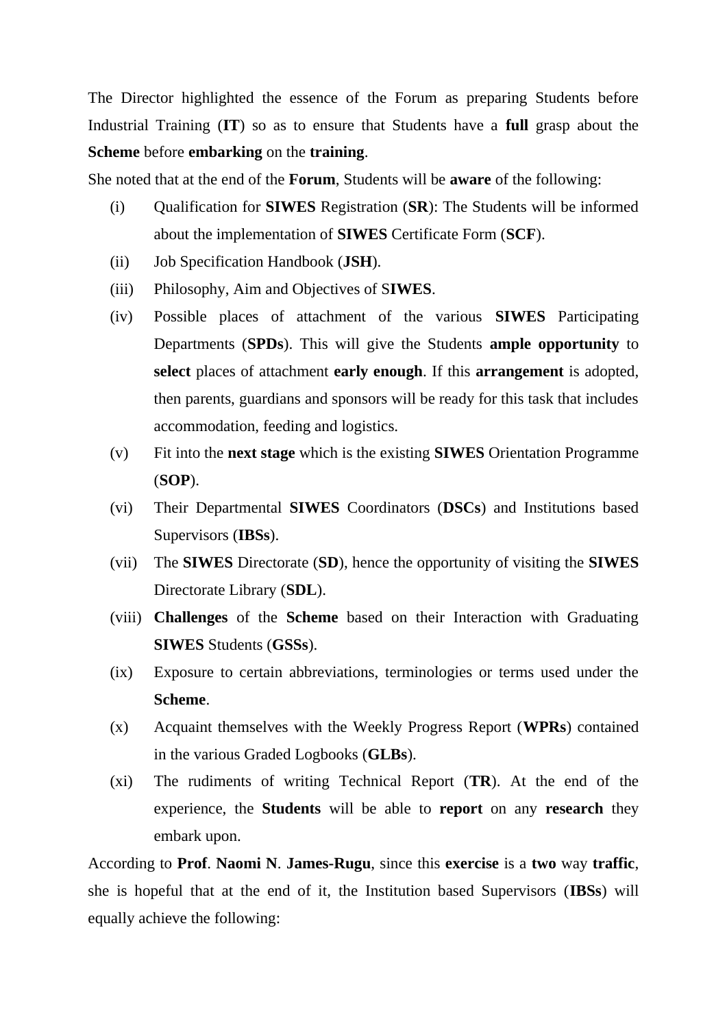The Director highlighted the essence of the Forum as preparing Students before Industrial Training (**IT**) so as to ensure that Students have a **full** grasp about the **Scheme** before **embarking** on the **training**.

She noted that at the end of the **Forum**, Students will be **aware** of the following:

- (i) Qualification for **SIWES** Registration (**SR**): The Students will be informed about the implementation of **SIWES** Certificate Form (**SCF**).
- (ii) Job Specification Handbook (**JSH**).
- (iii) Philosophy, Aim and Objectives of S**IWES**.
- (iv) Possible places of attachment of the various **SIWES** Participating Departments (**SPDs**). This will give the Students **ample opportunity** to **select** places of attachment **early enough**. If this **arrangement** is adopted, then parents, guardians and sponsors will be ready for this task that includes accommodation, feeding and logistics.
- (v) Fit into the **next stage** which is the existing **SIWES** Orientation Programme (**SOP**).
- (vi) Their Departmental **SIWES** Coordinators (**DSCs**) and Institutions based Supervisors (**IBSs**).
- (vii) The **SIWES** Directorate (**SD**), hence the opportunity of visiting the **SIWES** Directorate Library (**SDL**).
- (viii) **Challenges** of the **Scheme** based on their Interaction with Graduating **SIWES** Students (**GSSs**).
- (ix) Exposure to certain abbreviations, terminologies or terms used under the **Scheme**.
- (x) Acquaint themselves with the Weekly Progress Report (**WPRs**) contained in the various Graded Logbooks (**GLBs**).
- (xi) The rudiments of writing Technical Report (**TR**). At the end of the experience, the **Students** will be able to **report** on any **research** they embark upon.

According to **Prof**. **Naomi N**. **James-Rugu**, since this **exercise** is a **two** way **traffic**, she is hopeful that at the end of it, the Institution based Supervisors (**IBSs**) will equally achieve the following: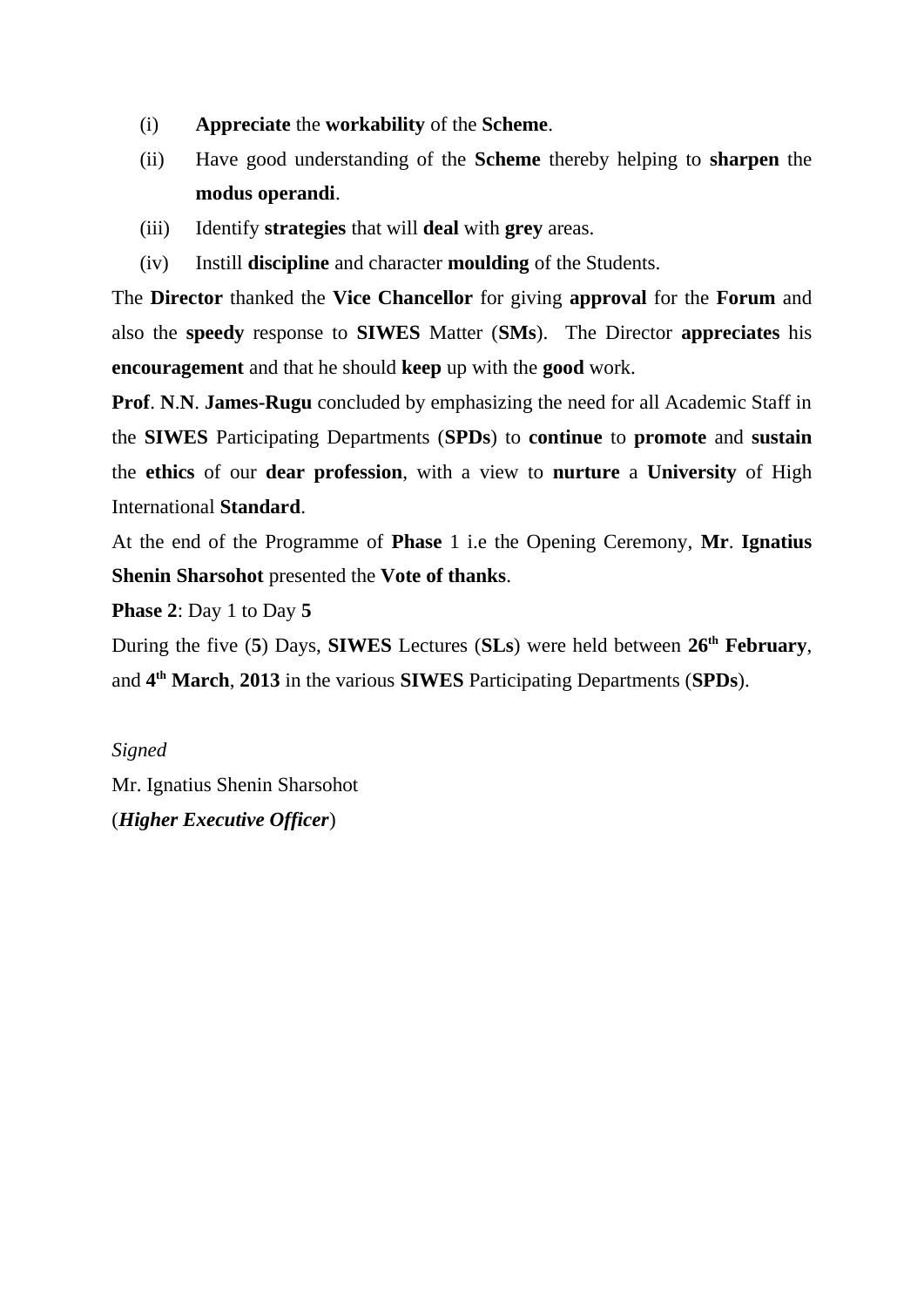(i) **Appreciate** the **workability** of the **Scheme**.
(ii) Have good understanding of the **Scheme** thereby helping to **sharpen** the **modus operandi**.
(iii) Identify **strategies** that will **deal** with **grey** areas.
(iv) Instill **discipline** and character **moulding** of the Students.

The **Director** thanked the **Vice Chancellor** for giving **approval** for the **Forum** and also the **speedy** response to **SIWES** Matter (**SMs**). The Director **appreciates** his **encouragement** and that he should **keep** up with the **good** work.

**Prof**. **N**.**N**. **James-Rugu** concluded by emphasizing the need for all Academic Staff in the **SIWES** Participating Departments (**SPDs**) to **continue** to **promote** and **sustain** the **ethics** of our **dear profession**, with a view to **nurture** a **University** of High International **Standard**.

At the end of the Programme of **Phase** 1 i.e the Opening Ceremony, **Mr**. **Ignatius Shenin Sharsohot** presented the **Vote of thanks**.

**Phase 2**: Day 1 to Day **5**

During the five (**5**) Days, **SIWES** Lectures (**SLs**) were held between **26th February**, and **4th March**, **2013** in the various **SIWES** Participating Departments (**SPDs**).

*Signed*
Mr. Ignatius Shenin Sharsohot
(***Higher Executive Officer***)